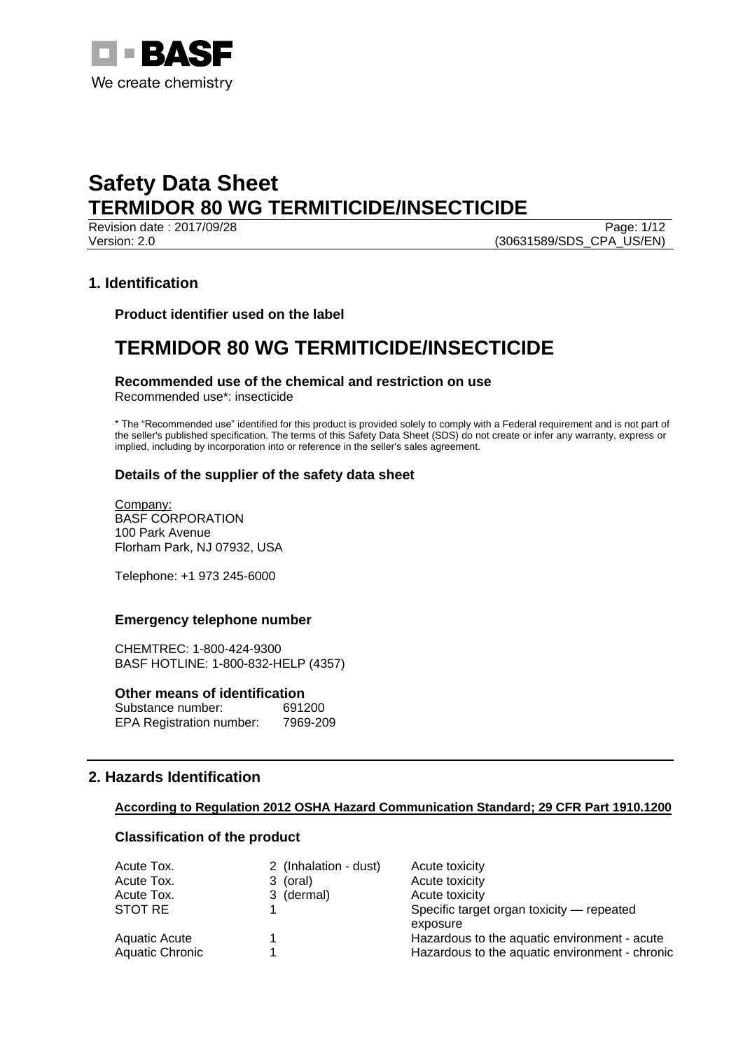# Safety Data Sheet
# TERMIDOR 80 WG TERMITICIDE/INSECTICIDE

Revision date : 2017/09/28
Version: 2.0
(30631589/SDS_CPA_US/EN)

## 1. Identification

### Product identifier used on the label

# TERMIDOR 80 WG TERMITICIDE/INSECTICIDE

### Recommended use of the chemical and restriction on use

Recommended use*: insecticide

* The “Recommended use” identified for this product is provided solely to comply with a Federal requirement and is not part of the seller's published specification. The terms of this Safety Data Sheet (SDS) do not create or infer any warranty, express or implied, including by incorporation into or reference in the seller's sales agreement.

### Details of the supplier of the safety data sheet

Company:
BASF CORPORATION
100 Park Avenue
Florham Park, NJ 07932, USA

Telephone: +1 973 245-6000

### Emergency telephone number

CHEMTREC: 1-800-424-9300
BASF HOTLINE: 1-800-832-HELP (4357)

### Other means of identification

Substance number: 691200
EPA Registration number: 7969-209

## 2. Hazards Identification

**According to Regulation 2012 OSHA Hazard Communication Standard; 29 CFR Part 1910.1200**

### Classification of the product

| | | |
|---|---|---|
| Acute Tox. | 2 (Inhalation - dust) | Acute toxicity |
| Acute Tox. | 3 (oral) | Acute toxicity |
| Acute Tox. | 3 (dermal) | Acute toxicity |
| STOT RE | 1 | Specific target organ toxicity — repeated exposure |
| Aquatic Acute | 1 | Hazardous to the aquatic environment - acute |
| Aquatic Chronic | 1 | Hazardous to the aquatic environment - chronic |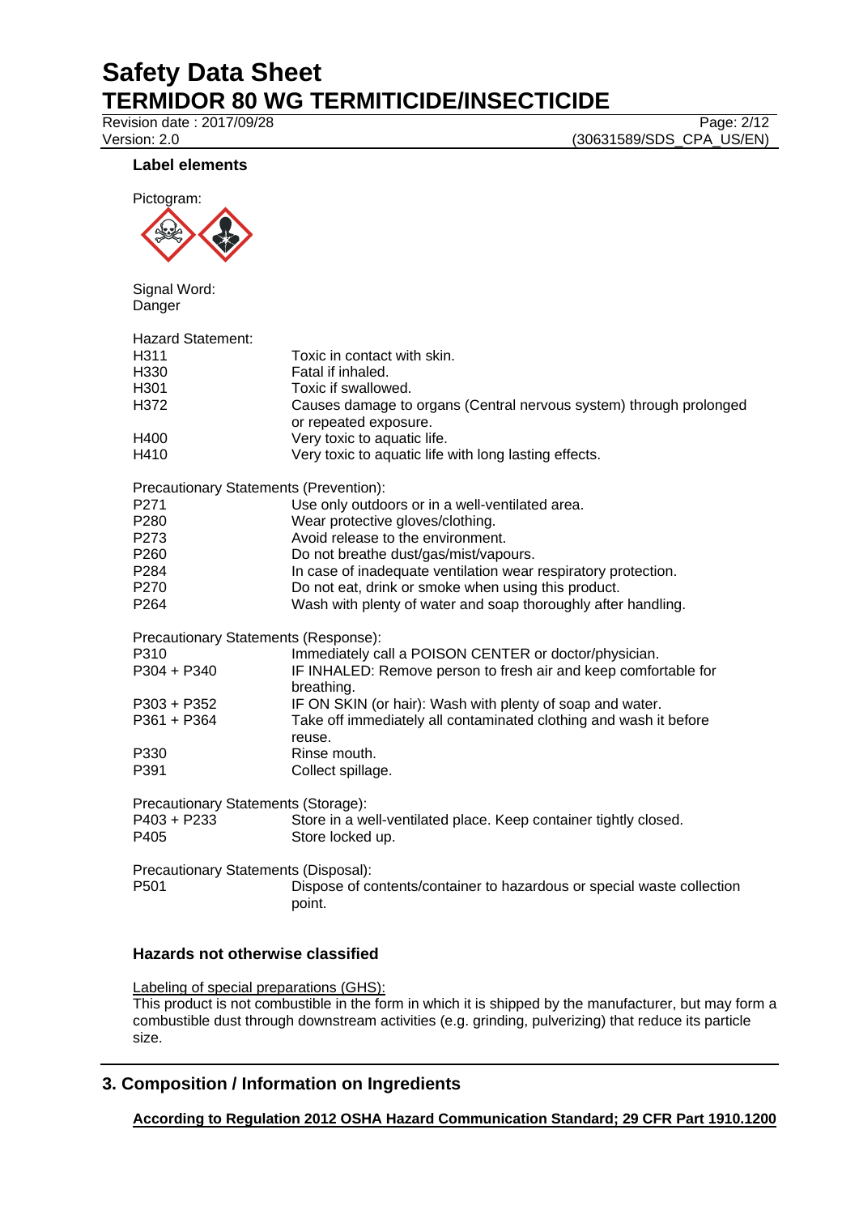### Label elements

Pictogram:

Signal Word:
Danger

Hazard Statement:

| | |
|---|---|
| H311 | Toxic in contact with skin. |
| H330 | Fatal if inhaled. |
| H301 | Toxic if swallowed. |
| H372 | Causes damage to organs (Central nervous system) through prolonged or repeated exposure. |
| H400 | Very toxic to aquatic life. |
| H410 | Very toxic to aquatic life with long lasting effects. |

Precautionary Statements (Prevention):

| | |
|---|---|
| P271 | Use only outdoors or in a well-ventilated area. |
| P280 | Wear protective gloves/clothing. |
| P273 | Avoid release to the environment. |
| P260 | Do not breathe dust/gas/mist/vapours. |
| P284 | In case of inadequate ventilation wear respiratory protection. |
| P270 | Do not eat, drink or smoke when using this product. |
| P264 | Wash with plenty of water and soap thoroughly after handling. |

Precautionary Statements (Response):

| | |
|---|---|
| P310 | Immediately call a POISON CENTER or doctor/physician. |
| P304 + P340 | IF INHALED: Remove person to fresh air and keep comfortable for breathing. |
| P303 + P352 | IF ON SKIN (or hair): Wash with plenty of soap and water. |
| P361 + P364 | Take off immediately all contaminated clothing and wash it before reuse. |
| P330 | Rinse mouth. |
| P391 | Collect spillage. |

Precautionary Statements (Storage):

| | |
|---|---|
| P403 + P233 | Store in a well-ventilated place. Keep container tightly closed. |
| P405 | Store locked up. |

Precautionary Statements (Disposal):

| | |
|---|---|
| P501 | Dispose of contents/container to hazardous or special waste collection point. |

### Hazards not otherwise classified

Labeling of special preparations (GHS):
This product is not combustible in the form in which it is shipped by the manufacturer, but may form a combustible dust through downstream activities (e.g. grinding, pulverizing) that reduce its particle size.

## 3. Composition / Information on Ingredients

**According to Regulation 2012 OSHA Hazard Communication Standard; 29 CFR Part 1910.1200**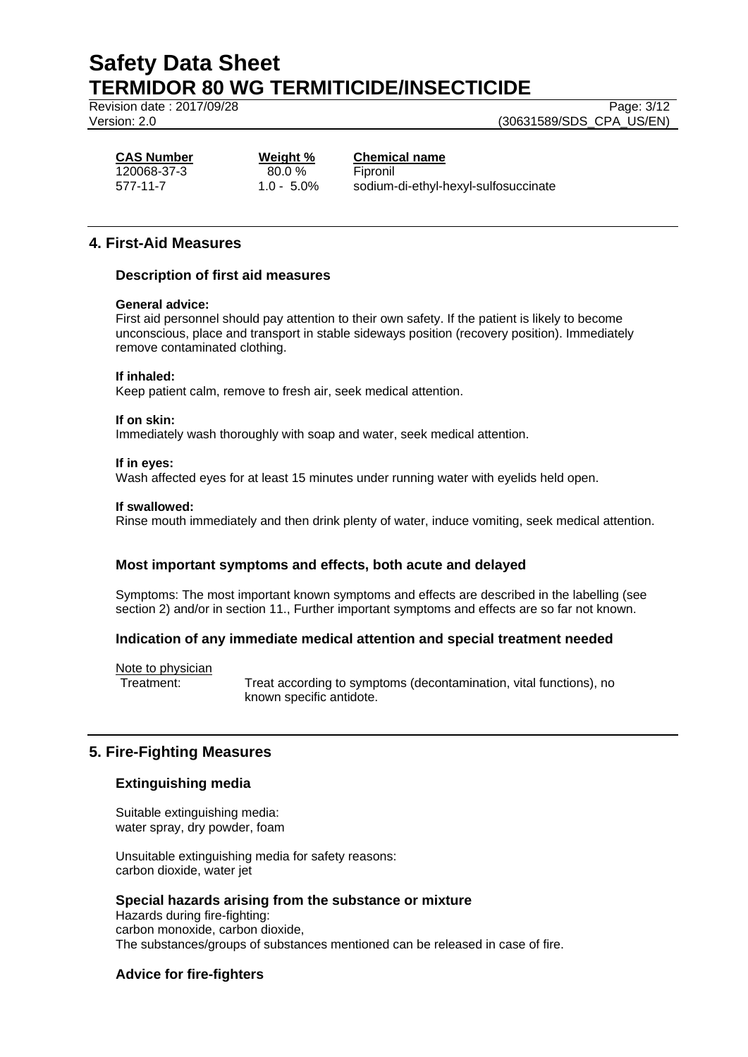| CAS Number | Weight % | Chemical name |
|---|---|---|
| 120068-37-3 | 80.0 % | Fipronil |
| 577-11-7 | 1.0 - 5.0% | sodium-di-ethyl-hexyl-sulfosuccinate |

## 4. First-Aid Measures

### Description of first aid measures

**General advice:**
First aid personnel should pay attention to their own safety. If the patient is likely to become unconscious, place and transport in stable sideways position (recovery position). Immediately remove contaminated clothing.

**If inhaled:**
Keep patient calm, remove to fresh air, seek medical attention.

**If on skin:**
Immediately wash thoroughly with soap and water, seek medical attention.

**If in eyes:**
Wash affected eyes for at least 15 minutes under running water with eyelids held open.

**If swallowed:**
Rinse mouth immediately and then drink plenty of water, induce vomiting, seek medical attention.

### Most important symptoms and effects, both acute and delayed

Symptoms: The most important known symptoms and effects are described in the labelling (see section 2) and/or in section 11., Further important symptoms and effects are so far not known.

### Indication of any immediate medical attention and special treatment needed

Note to physician

Treatment: Treat according to symptoms (decontamination, vital functions), no known specific antidote.

## 5. Fire-Fighting Measures

### Extinguishing media

Suitable extinguishing media:
water spray, dry powder, foam

Unsuitable extinguishing media for safety reasons:
carbon dioxide, water jet

### Special hazards arising from the substance or mixture

Hazards during fire-fighting:
carbon monoxide, carbon dioxide,
The substances/groups of substances mentioned can be released in case of fire.

### Advice for fire-fighters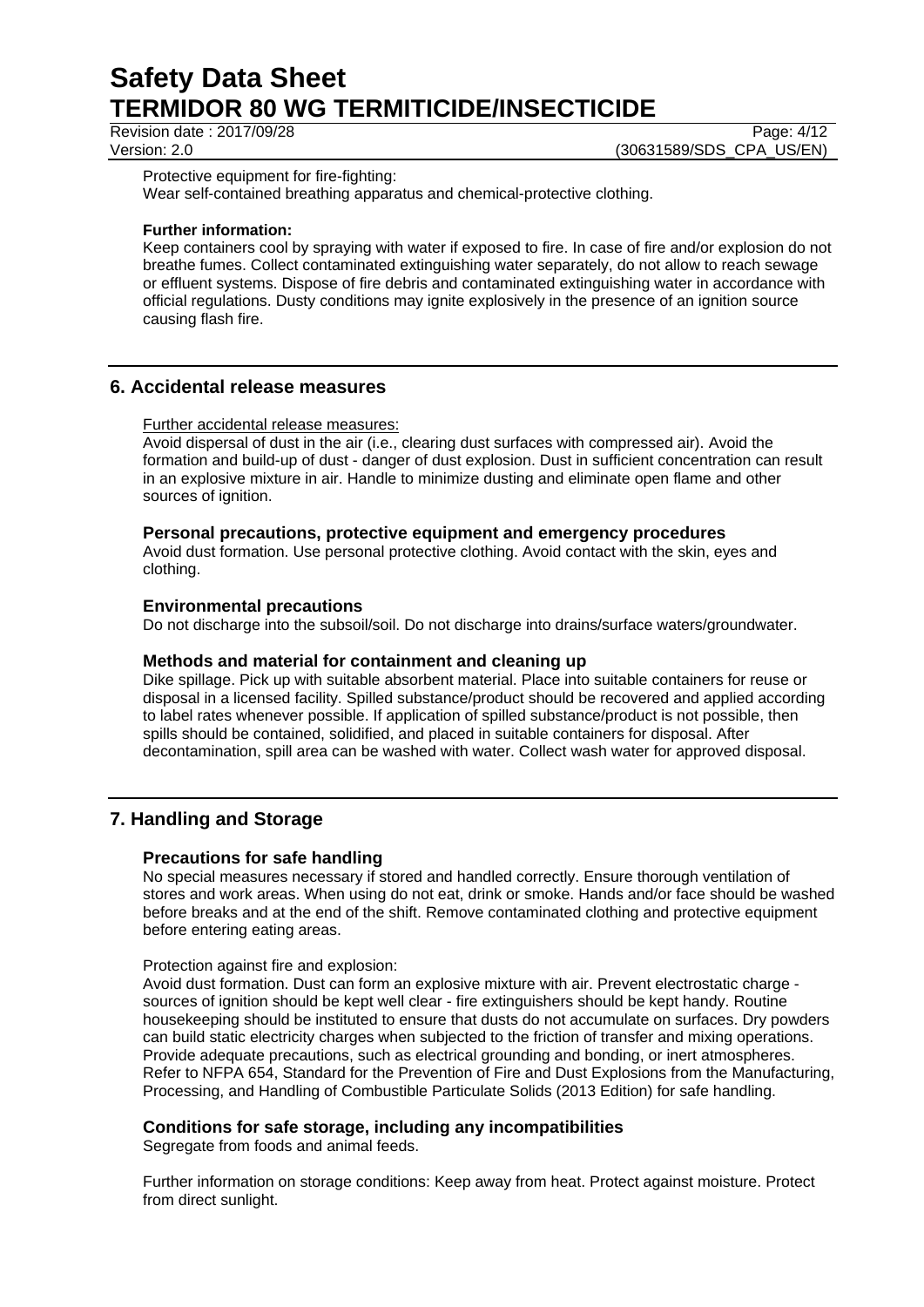Protective equipment for fire-fighting:
Wear self-contained breathing apparatus and chemical-protective clothing.

**Further information:**
Keep containers cool by spraying with water if exposed to fire. In case of fire and/or explosion do not breathe fumes. Collect contaminated extinguishing water separately, do not allow to reach sewage or effluent systems. Dispose of fire debris and contaminated extinguishing water in accordance with official regulations. Dusty conditions may ignite explosively in the presence of an ignition source causing flash fire.

## 6. Accidental release measures

Further accidental release measures:
Avoid dispersal of dust in the air (i.e., clearing dust surfaces with compressed air). Avoid the formation and build-up of dust - danger of dust explosion. Dust in sufficient concentration can result in an explosive mixture in air. Handle to minimize dusting and eliminate open flame and other sources of ignition.

### Personal precautions, protective equipment and emergency procedures

Avoid dust formation. Use personal protective clothing. Avoid contact with the skin, eyes and clothing.

### Environmental precautions

Do not discharge into the subsoil/soil. Do not discharge into drains/surface waters/groundwater.

### Methods and material for containment and cleaning up

Dike spillage. Pick up with suitable absorbent material. Place into suitable containers for reuse or disposal in a licensed facility. Spilled substance/product should be recovered and applied according to label rates whenever possible. If application of spilled substance/product is not possible, then spills should be contained, solidified, and placed in suitable containers for disposal. After decontamination, spill area can be washed with water. Collect wash water for approved disposal.

## 7. Handling and Storage

### Precautions for safe handling

No special measures necessary if stored and handled correctly. Ensure thorough ventilation of stores and work areas. When using do not eat, drink or smoke. Hands and/or face should be washed before breaks and at the end of the shift. Remove contaminated clothing and protective equipment before entering eating areas.

Protection against fire and explosion:
Avoid dust formation. Dust can form an explosive mixture with air. Prevent electrostatic charge - sources of ignition should be kept well clear - fire extinguishers should be kept handy. Routine housekeeping should be instituted to ensure that dusts do not accumulate on surfaces. Dry powders can build static electricity charges when subjected to the friction of transfer and mixing operations. Provide adequate precautions, such as electrical grounding and bonding, or inert atmospheres. Refer to NFPA 654, Standard for the Prevention of Fire and Dust Explosions from the Manufacturing, Processing, and Handling of Combustible Particulate Solids (2013 Edition) for safe handling.

### Conditions for safe storage, including any incompatibilities

Segregate from foods and animal feeds.

Further information on storage conditions: Keep away from heat. Protect against moisture. Protect from direct sunlight.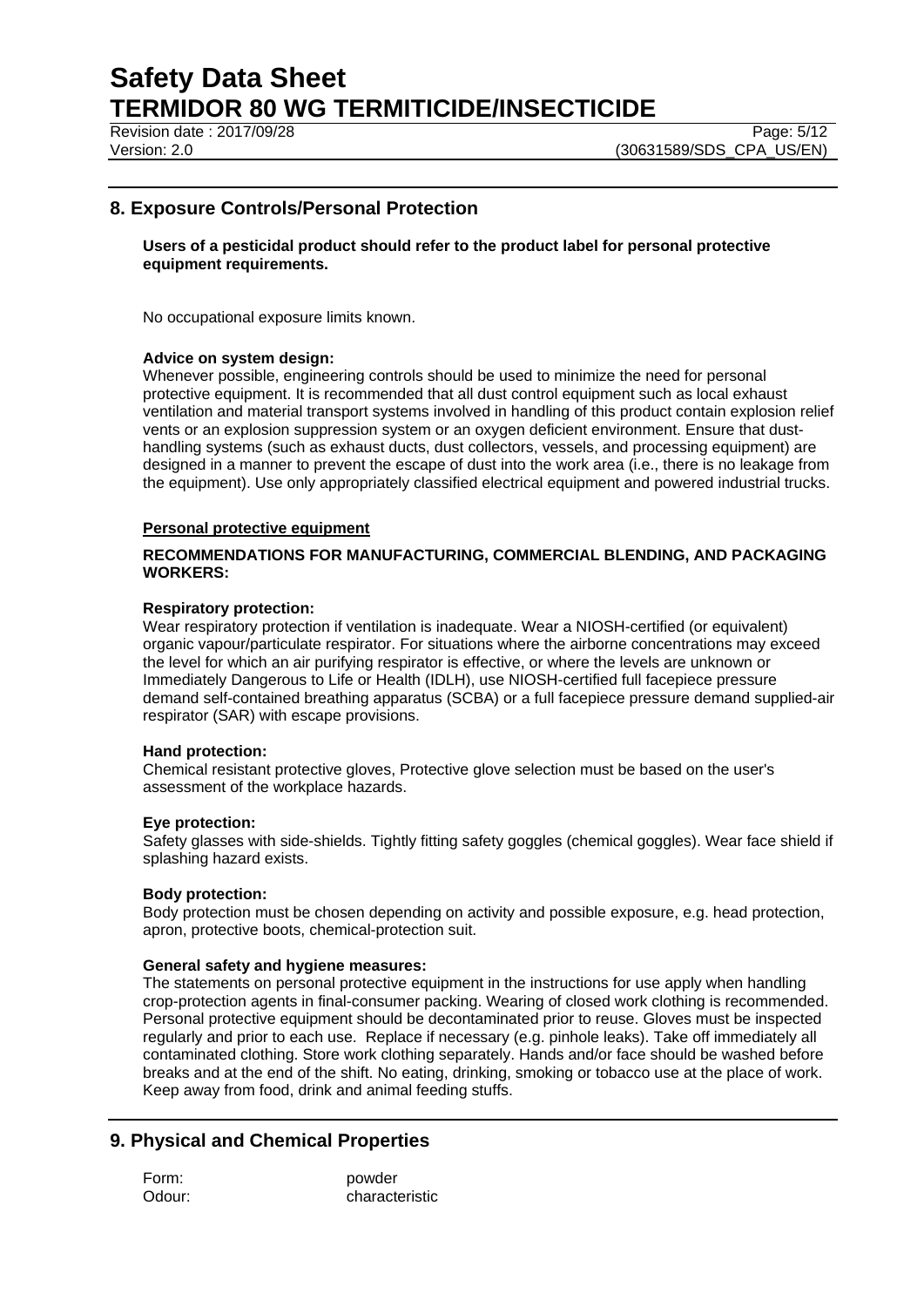## 8. Exposure Controls/Personal Protection

**Users of a pesticidal product should refer to the product label for personal protective equipment requirements.**

No occupational exposure limits known.

**Advice on system design:**
Whenever possible, engineering controls should be used to minimize the need for personal protective equipment. It is recommended that all dust control equipment such as local exhaust ventilation and material transport systems involved in handling of this product contain explosion relief vents or an explosion suppression system or an oxygen deficient environment. Ensure that dust-handling systems (such as exhaust ducts, dust collectors, vessels, and processing equipment) are designed in a manner to prevent the escape of dust into the work area (i.e., there is no leakage from the equipment). Use only appropriately classified electrical equipment and powered industrial trucks.

**Personal protective equipment**

**RECOMMENDATIONS FOR MANUFACTURING, COMMERCIAL BLENDING, AND PACKAGING WORKERS:**

**Respiratory protection:**
Wear respiratory protection if ventilation is inadequate. Wear a NIOSH-certified (or equivalent) organic vapour/particulate respirator. For situations where the airborne concentrations may exceed the level for which an air purifying respirator is effective, or where the levels are unknown or Immediately Dangerous to Life or Health (IDLH), use NIOSH-certified full facepiece pressure demand self-contained breathing apparatus (SCBA) or a full facepiece pressure demand supplied-air respirator (SAR) with escape provisions.

**Hand protection:**
Chemical resistant protective gloves, Protective glove selection must be based on the user's assessment of the workplace hazards.

**Eye protection:**
Safety glasses with side-shields. Tightly fitting safety goggles (chemical goggles). Wear face shield if splashing hazard exists.

**Body protection:**
Body protection must be chosen depending on activity and possible exposure, e.g. head protection, apron, protective boots, chemical-protection suit.

**General safety and hygiene measures:**
The statements on personal protective equipment in the instructions for use apply when handling crop-protection agents in final-consumer packing. Wearing of closed work clothing is recommended. Personal protective equipment should be decontaminated prior to reuse. Gloves must be inspected regularly and prior to each use. Replace if necessary (e.g. pinhole leaks). Take off immediately all contaminated clothing. Store work clothing separately. Hands and/or face should be washed before breaks and at the end of the shift. No eating, drinking, smoking or tobacco use at the place of work. Keep away from food, drink and animal feeding stuffs.

## 9. Physical and Chemical Properties

| | |
|---|---|
| Form: | powder |
| Odour: | characteristic |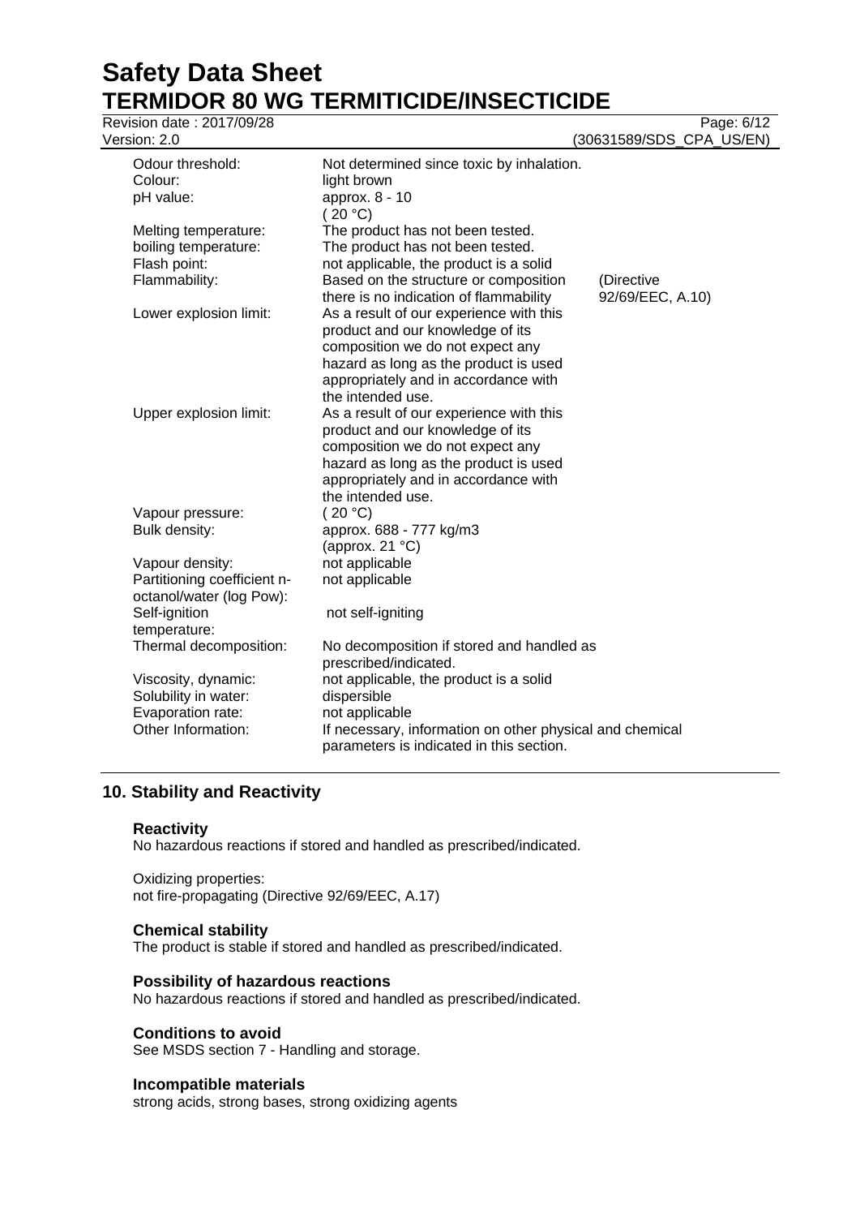| | | |
|---|---|---|
| Odour threshold: | Not determined since toxic by inhalation. | |
| Colour: | light brown | |
| pH value: | approx. 8 - 10<br>( 20 °C) | |
| Melting temperature: | The product has not been tested. | |
| boiling temperature: | The product has not been tested. | |
| Flash point: | not applicable, the product is a solid | |
| Flammability: | Based on the structure or composition there is no indication of flammability | (Directive 92/69/EEC, A.10) |
| Lower explosion limit: | As a result of our experience with this product and our knowledge of its composition we do not expect any hazard as long as the product is used appropriately and in accordance with the intended use. | |
| Upper explosion limit: | As a result of our experience with this product and our knowledge of its composition we do not expect any hazard as long as the product is used appropriately and in accordance with the intended use. | |
| Vapour pressure: | ( 20 °C) | |
| Bulk density: | approx. 688 - 777 kg/m3<br>(approx. 21 °C) | |
| Vapour density: | not applicable | |
| Partitioning coefficient n-octanol/water (log Pow): | not applicable | |
| Self-ignition temperature: | not self-igniting | |
| Thermal decomposition: | No decomposition if stored and handled as prescribed/indicated. | |
| Viscosity, dynamic: | not applicable, the product is a solid | |
| Solubility in water: | dispersible | |
| Evaporation rate: | not applicable | |
| Other Information: | If necessary, information on other physical and chemical parameters is indicated in this section. | |

## 10. Stability and Reactivity

### Reactivity

No hazardous reactions if stored and handled as prescribed/indicated.

Oxidizing properties:
not fire-propagating (Directive 92/69/EEC, A.17)

### Chemical stability

The product is stable if stored and handled as prescribed/indicated.

### Possibility of hazardous reactions

No hazardous reactions if stored and handled as prescribed/indicated.

### Conditions to avoid

See MSDS section 7 - Handling and storage.

### Incompatible materials

strong acids, strong bases, strong oxidizing agents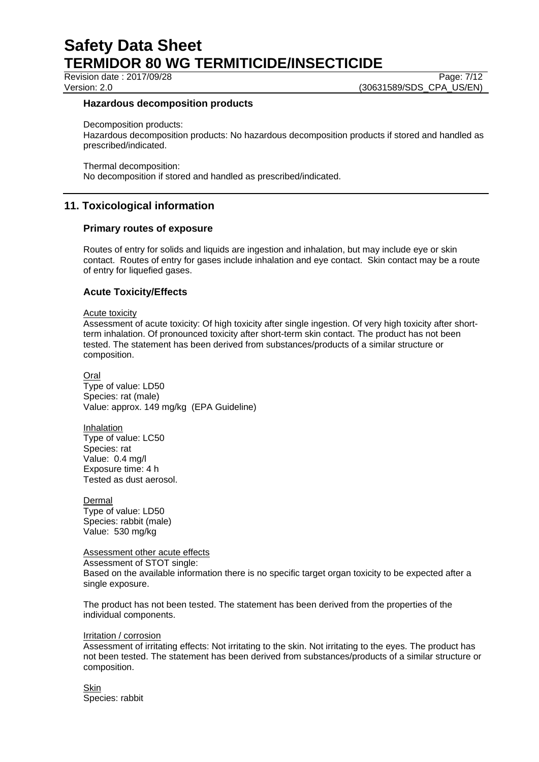### Hazardous decomposition products

Decomposition products:
Hazardous decomposition products: No hazardous decomposition products if stored and handled as prescribed/indicated.

Thermal decomposition:
No decomposition if stored and handled as prescribed/indicated.

## 11. Toxicological information

### Primary routes of exposure

Routes of entry for solids and liquids are ingestion and inhalation, but may include eye or skin contact. Routes of entry for gases include inhalation and eye contact. Skin contact may be a route of entry for liquefied gases.

### Acute Toxicity/Effects

Acute toxicity
Assessment of acute toxicity: Of high toxicity after single ingestion. Of very high toxicity after short-term inhalation. Of pronounced toxicity after short-term skin contact. The product has not been tested. The statement has been derived from substances/products of a similar structure or composition.

Oral
Type of value: LD50
Species: rat (male)
Value: approx. 149 mg/kg (EPA Guideline)

Inhalation
Type of value: LC50
Species: rat
Value: 0.4 mg/l
Exposure time: 4 h
Tested as dust aerosol.

Dermal
Type of value: LD50
Species: rabbit (male)
Value: 530 mg/kg

Assessment other acute effects
Assessment of STOT single:
Based on the available information there is no specific target organ toxicity to be expected after a single exposure.

The product has not been tested. The statement has been derived from the properties of the individual components.

Irritation / corrosion
Assessment of irritating effects: Not irritating to the skin. Not irritating to the eyes. The product has not been tested. The statement has been derived from substances/products of a similar structure or composition.

Skin
Species: rabbit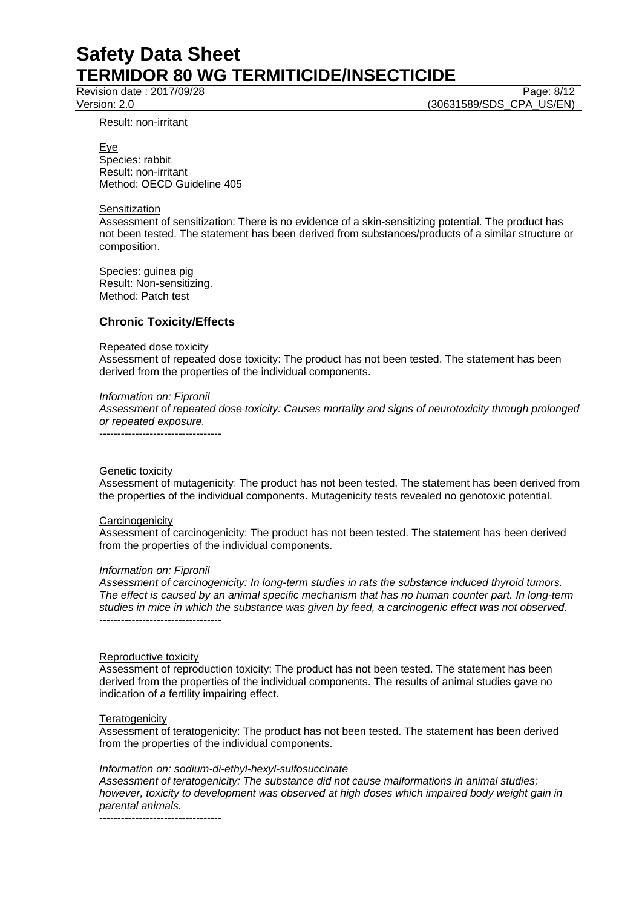Result: non-irritant

Eye
Species: rabbit
Result: non-irritant
Method: OECD Guideline 405

Sensitization
Assessment of sensitization: There is no evidence of a skin-sensitizing potential. The product has not been tested. The statement has been derived from substances/products of a similar structure or composition.

Species: guinea pig
Result: Non-sensitizing.
Method: Patch test

### Chronic Toxicity/Effects

Repeated dose toxicity
Assessment of repeated dose toxicity: The product has not been tested. The statement has been derived from the properties of the individual components.

*Information on: Fipronil*
*Assessment of repeated dose toxicity: Causes mortality and signs of neurotoxicity through prolonged or repeated exposure.*
----------------------------------

Genetic toxicity
Assessment of mutagenicity: The product has not been tested. The statement has been derived from the properties of the individual components. Mutagenicity tests revealed no genotoxic potential.

Carcinogenicity
Assessment of carcinogenicity: The product has not been tested. The statement has been derived from the properties of the individual components.

*Information on: Fipronil*
*Assessment of carcinogenicity: In long-term studies in rats the substance induced thyroid tumors. The effect is caused by an animal specific mechanism that has no human counter part. In long-term studies in mice in which the substance was given by feed, a carcinogenic effect was not observed.*
----------------------------------

Reproductive toxicity
Assessment of reproduction toxicity: The product has not been tested. The statement has been derived from the properties of the individual components. The results of animal studies gave no indication of a fertility impairing effect.

Teratogenicity
Assessment of teratogenicity: The product has not been tested. The statement has been derived from the properties of the individual components.

*Information on: sodium-di-ethyl-hexyl-sulfosuccinate*
*Assessment of teratogenicity: The substance did not cause malformations in animal studies; however, toxicity to development was observed at high doses which impaired body weight gain in parental animals.*
----------------------------------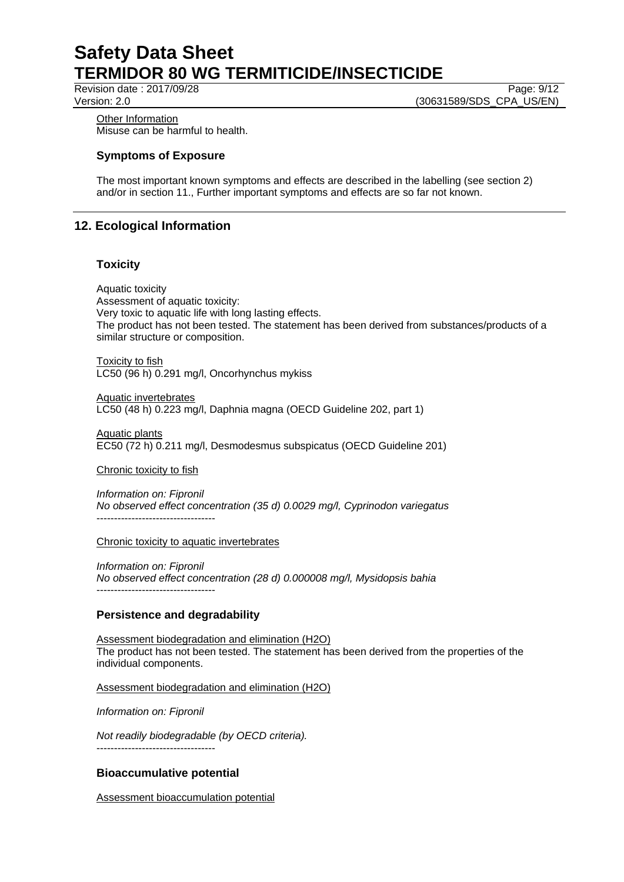Other Information
Misuse can be harmful to health.

### Symptoms of Exposure

The most important known symptoms and effects are described in the labelling (see section 2) and/or in section 11., Further important symptoms and effects are so far not known.

## 12. Ecological Information

### Toxicity

Aquatic toxicity
Assessment of aquatic toxicity:
Very toxic to aquatic life with long lasting effects.
The product has not been tested. The statement has been derived from substances/products of a similar structure or composition.

Toxicity to fish
LC50 (96 h) 0.291 mg/l, Oncorhynchus mykiss

Aquatic invertebrates
LC50 (48 h) 0.223 mg/l, Daphnia magna (OECD Guideline 202, part 1)

Aquatic plants
EC50 (72 h) 0.211 mg/l, Desmodesmus subspicatus (OECD Guideline 201)

Chronic toxicity to fish

*Information on: Fipronil*
*No observed effect concentration (35 d) 0.0029 mg/l, Cyprinodon variegatus*
----------------------------------

Chronic toxicity to aquatic invertebrates

*Information on: Fipronil*
*No observed effect concentration (28 d) 0.000008 mg/l, Mysidopsis bahia*
----------------------------------

### Persistence and degradability

Assessment biodegradation and elimination ($H_2O$)
The product has not been tested. The statement has been derived from the properties of the individual components.

Assessment biodegradation and elimination ($H_2O$)

*Information on: Fipronil*

*Not readily biodegradable (by OECD criteria).*
----------------------------------

### Bioaccumulative potential

Assessment bioaccumulation potential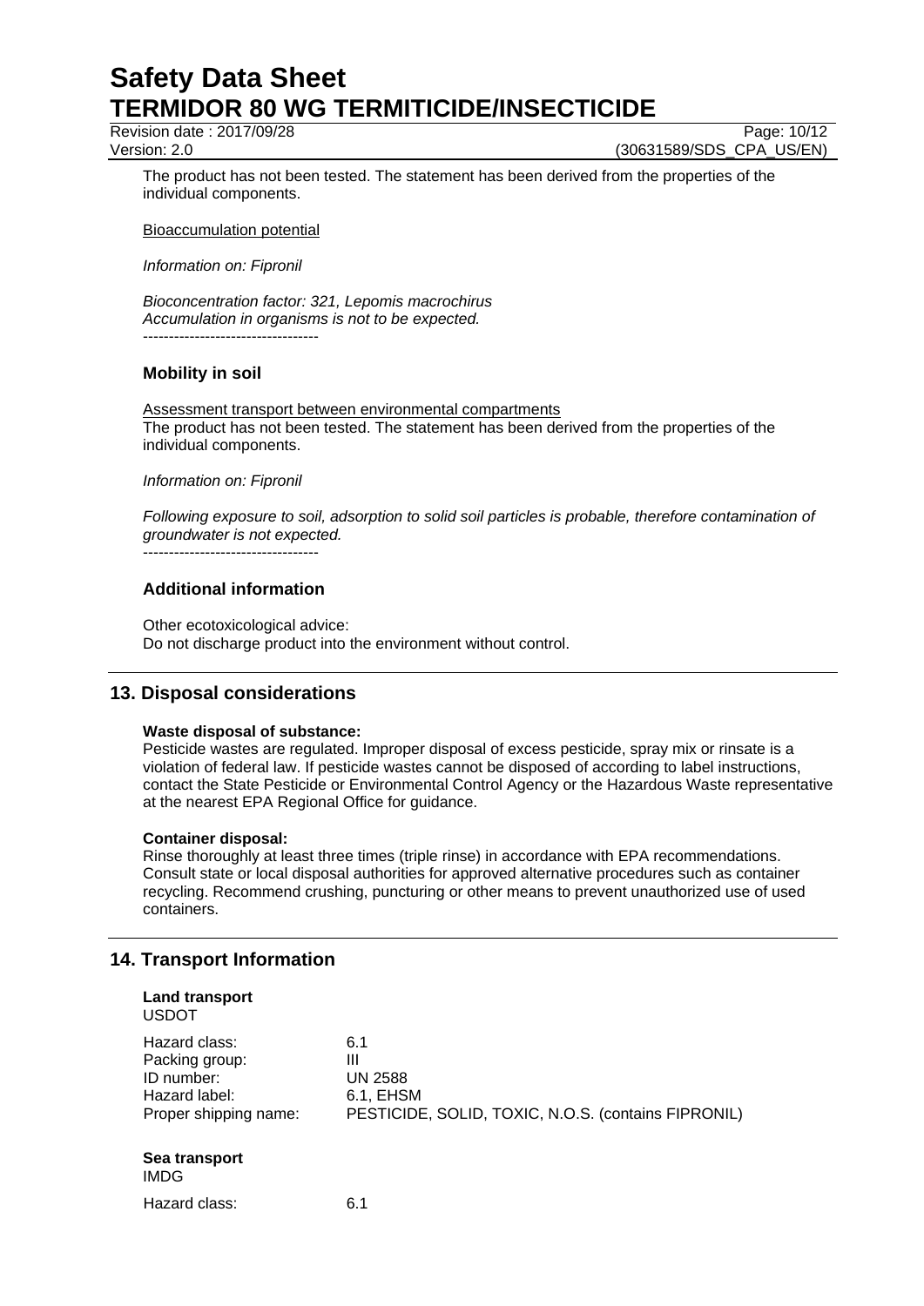The product has not been tested. The statement has been derived from the properties of the individual components.

Bioaccumulation potential

*Information on: Fipronil*

*Bioconcentration factor: 321, Lepomis macrochirus*
*Accumulation in organisms is not to be expected.*
----------------------------------

### Mobility in soil

Assessment transport between environmental compartments
The product has not been tested. The statement has been derived from the properties of the individual components.

*Information on: Fipronil*

*Following exposure to soil, adsorption to solid soil particles is probable, therefore contamination of groundwater is not expected.*
----------------------------------

### Additional information

Other ecotoxicological advice:
Do not discharge product into the environment without control.

## 13. Disposal considerations

**Waste disposal of substance:**
Pesticide wastes are regulated. Improper disposal of excess pesticide, spray mix or rinsate is a violation of federal law. If pesticide wastes cannot be disposed of according to label instructions, contact the State Pesticide or Environmental Control Agency or the Hazardous Waste representative at the nearest EPA Regional Office for guidance.

**Container disposal:**
Rinse thoroughly at least three times (triple rinse) in accordance with EPA recommendations. Consult state or local disposal authorities for approved alternative procedures such as container recycling. Recommend crushing, puncturing or other means to prevent unauthorized use of used containers.

## 14. Transport Information

**Land transport**
USDOT

| | |
|---|---|
| Hazard class: | 6.1 |
| Packing group: | III |
| ID number: | UN 2588 |
| Hazard label: | 6.1, EHSM |
| Proper shipping name: | PESTICIDE, SOLID, TOXIC, N.O.S. (contains FIPRONIL) |

**Sea transport**
IMDG

| | |
|---|---|
| Hazard class: | 6.1 |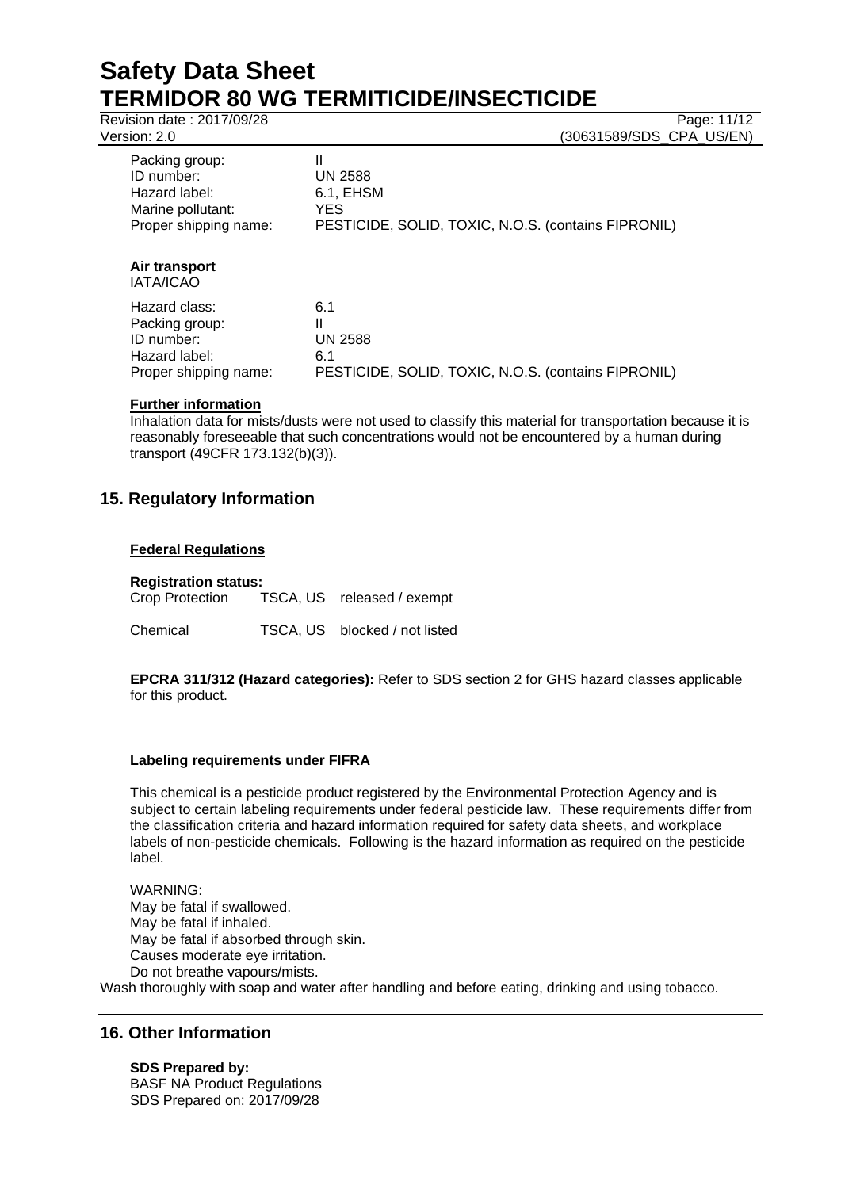| | |
|---|---|
| Packing group: | II |
| ID number: | UN 2588 |
| Hazard label: | 6.1, EHSM |
| Marine pollutant: | YES |
| Proper shipping name: | PESTICIDE, SOLID, TOXIC, N.O.S. (contains FIPRONIL) |

**Air transport**
IATA/ICAO

| | |
|---|---|
| Hazard class: | 6.1 |
| Packing group: | II |
| ID number: | UN 2588 |
| Hazard label: | 6.1 |
| Proper shipping name: | PESTICIDE, SOLID, TOXIC, N.O.S. (contains FIPRONIL) |

**Further information**

Inhalation data for mists/dusts were not used to classify this material for transportation because it is reasonably foreseeable that such concentrations would not be encountered by a human during transport (49CFR 173.132(b)(3)).

## 15. Regulatory Information

**Federal Regulations**

**Registration status:**

| | | |
|---|---|---|
| Crop Protection | TSCA, US | released / exempt |
| Chemical | TSCA, US | blocked / not listed |

**EPCRA 311/312 (Hazard categories):** Refer to SDS section 2 for GHS hazard classes applicable for this product.

**Labeling requirements under FIFRA**

This chemical is a pesticide product registered by the Environmental Protection Agency and is subject to certain labeling requirements under federal pesticide law. These requirements differ from the classification criteria and hazard information required for safety data sheets, and workplace labels of non-pesticide chemicals. Following is the hazard information as required on the pesticide label.

WARNING:
May be fatal if swallowed.
May be fatal if inhaled.
May be fatal if absorbed through skin.
Causes moderate eye irritation.
Do not breathe vapours/mists.
Wash thoroughly with soap and water after handling and before eating, drinking and using tobacco.

## 16. Other Information

**SDS Prepared by:**
BASF NA Product Regulations
SDS Prepared on: 2017/09/28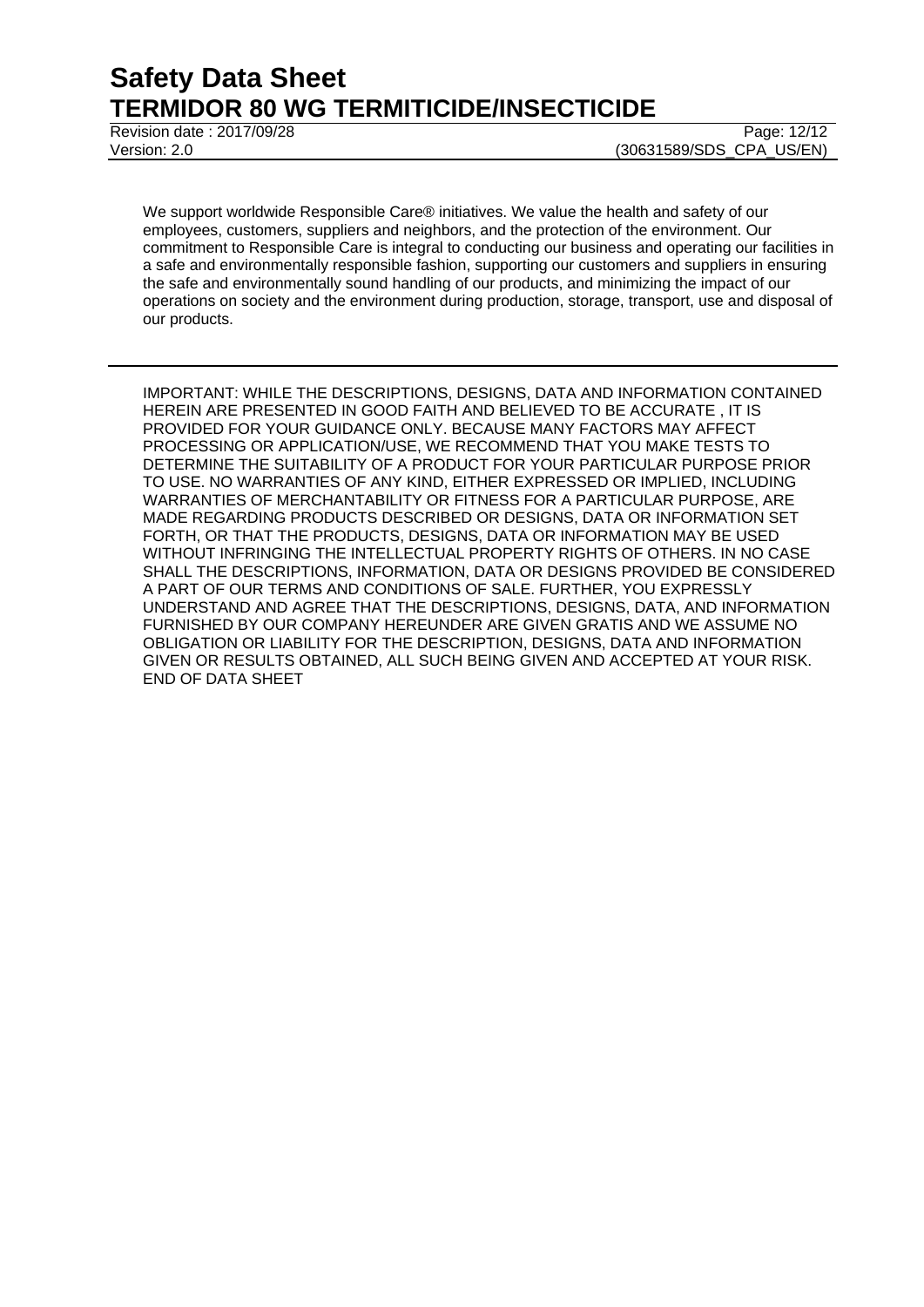We support worldwide Responsible Care® initiatives. We value the health and safety of our employees, customers, suppliers and neighbors, and the protection of the environment. Our commitment to Responsible Care is integral to conducting our business and operating our facilities in a safe and environmentally responsible fashion, supporting our customers and suppliers in ensuring the safe and environmentally sound handling of our products, and minimizing the impact of our operations on society and the environment during production, storage, transport, use and disposal of our products.

---

IMPORTANT: WHILE THE DESCRIPTIONS, DESIGNS, DATA AND INFORMATION CONTAINED HEREIN ARE PRESENTED IN GOOD FAITH AND BELIEVED TO BE ACCURATE , IT IS PROVIDED FOR YOUR GUIDANCE ONLY. BECAUSE MANY FACTORS MAY AFFECT PROCESSING OR APPLICATION/USE, WE RECOMMEND THAT YOU MAKE TESTS TO DETERMINE THE SUITABILITY OF A PRODUCT FOR YOUR PARTICULAR PURPOSE PRIOR TO USE. NO WARRANTIES OF ANY KIND, EITHER EXPRESSED OR IMPLIED, INCLUDING WARRANTIES OF MERCHANTABILITY OR FITNESS FOR A PARTICULAR PURPOSE, ARE MADE REGARDING PRODUCTS DESCRIBED OR DESIGNS, DATA OR INFORMATION SET FORTH, OR THAT THE PRODUCTS, DESIGNS, DATA OR INFORMATION MAY BE USED WITHOUT INFRINGING THE INTELLECTUAL PROPERTY RIGHTS OF OTHERS. IN NO CASE SHALL THE DESCRIPTIONS, INFORMATION, DATA OR DESIGNS PROVIDED BE CONSIDERED A PART OF OUR TERMS AND CONDITIONS OF SALE. FURTHER, YOU EXPRESSLY UNDERSTAND AND AGREE THAT THE DESCRIPTIONS, DESIGNS, DATA, AND INFORMATION FURNISHED BY OUR COMPANY HEREUNDER ARE GIVEN GRATIS AND WE ASSUME NO OBLIGATION OR LIABILITY FOR THE DESCRIPTION, DESIGNS, DATA AND INFORMATION GIVEN OR RESULTS OBTAINED, ALL SUCH BEING GIVEN AND ACCEPTED AT YOUR RISK.
END OF DATA SHEET